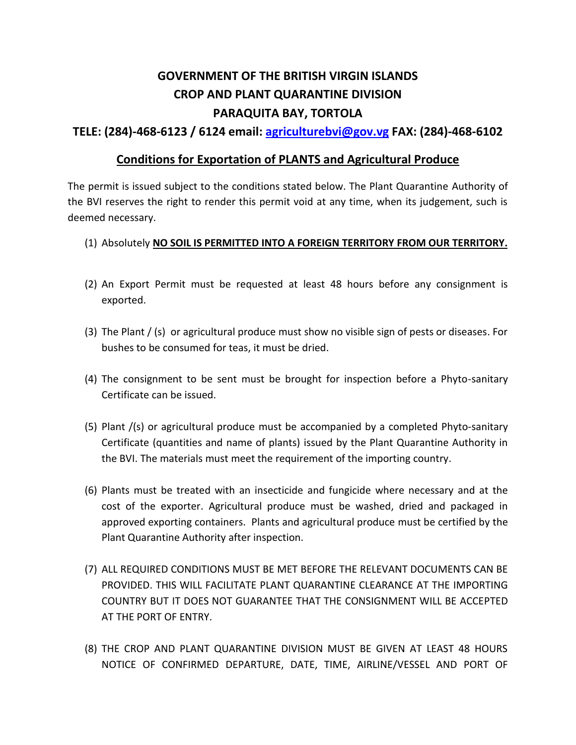# GOVERNMENT OF THE BRITISH VIRGIN ISLANDS
# CROP AND PLANT QUARANTINE DIVISION
# PARAQUITA BAY, TORTOLA

**TELE: (284)-468-6123 / 6124 email: agriculturebvi@gov.vg FAX: (284)-468-6102**

## Conditions for Exportation of PLANTS and Agricultural Produce

The permit is issued subject to the conditions stated below. The Plant Quarantine Authority of the BVI reserves the right to render this permit void at any time, when its judgement, such is deemed necessary.

(1) Absolutely **NO SOIL IS PERMITTED INTO A FOREIGN TERRITORY FROM OUR TERRITORY.**

(2) An Export Permit must be requested at least 48 hours before any consignment is exported.

(3) The Plant / (s) or agricultural produce must show no visible sign of pests or diseases. For bushes to be consumed for teas, it must be dried.

(4) The consignment to be sent must be brought for inspection before a Phyto-sanitary Certificate can be issued.

(5) Plant /(s) or agricultural produce must be accompanied by a completed Phyto-sanitary Certificate (quantities and name of plants) issued by the Plant Quarantine Authority in the BVI. The materials must meet the requirement of the importing country.

(6) Plants must be treated with an insecticide and fungicide where necessary and at the cost of the exporter. Agricultural produce must be washed, dried and packaged in approved exporting containers. Plants and agricultural produce must be certified by the Plant Quarantine Authority after inspection.

(7) ALL REQUIRED CONDITIONS MUST BE MET BEFORE THE RELEVANT DOCUMENTS CAN BE PROVIDED. THIS WILL FACILITATE PLANT QUARANTINE CLEARANCE AT THE IMPORTING COUNTRY BUT IT DOES NOT GUARANTEE THAT THE CONSIGNMENT WILL BE ACCEPTED AT THE PORT OF ENTRY.

(8) THE CROP AND PLANT QUARANTINE DIVISION MUST BE GIVEN AT LEAST 48 HOURS NOTICE OF CONFIRMED DEPARTURE, DATE, TIME, AIRLINE/VESSEL AND PORT OF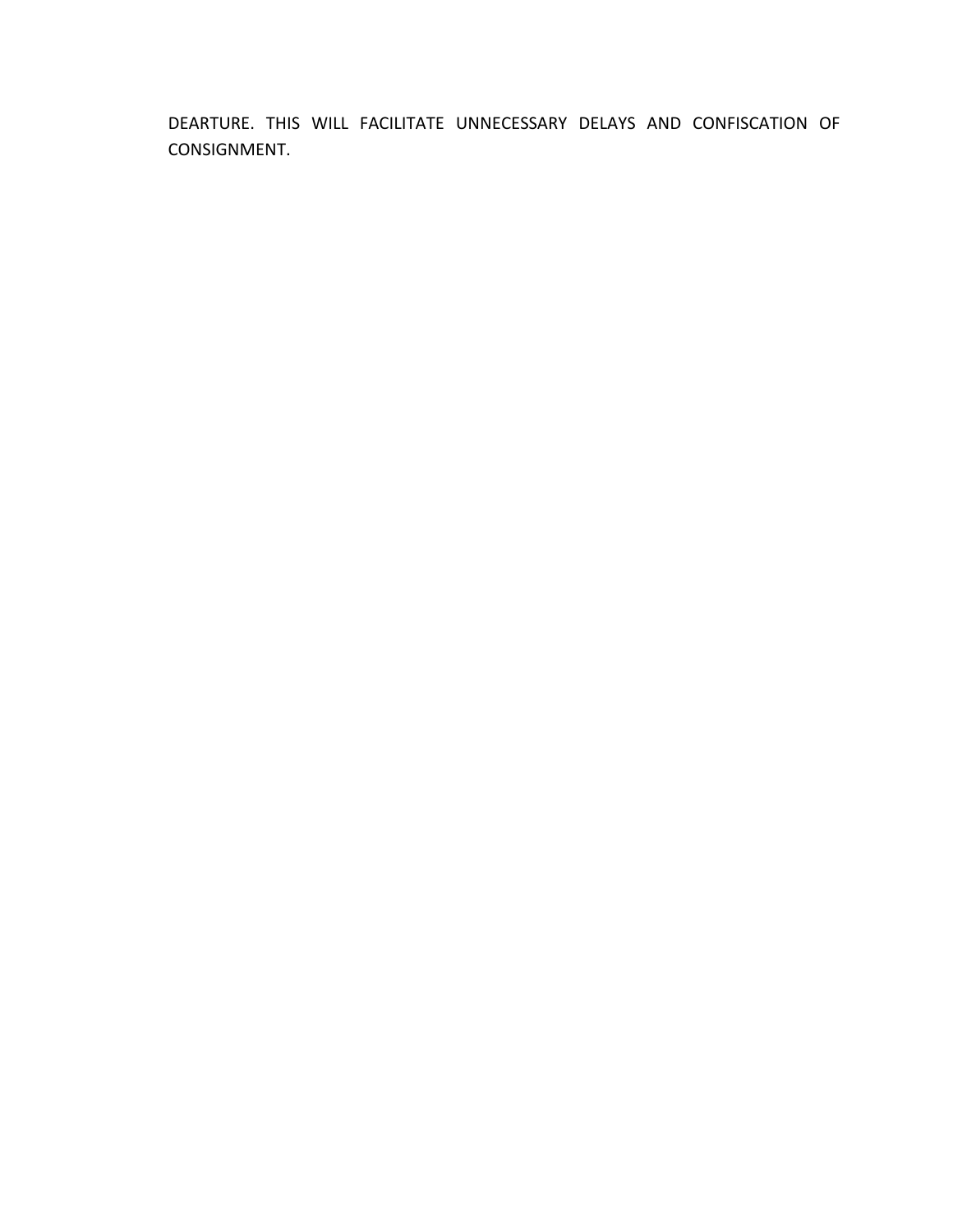DEARTURE. THIS WILL FACILITATE UNNECESSARY DELAYS AND CONFISCATION OF CONSIGNMENT.